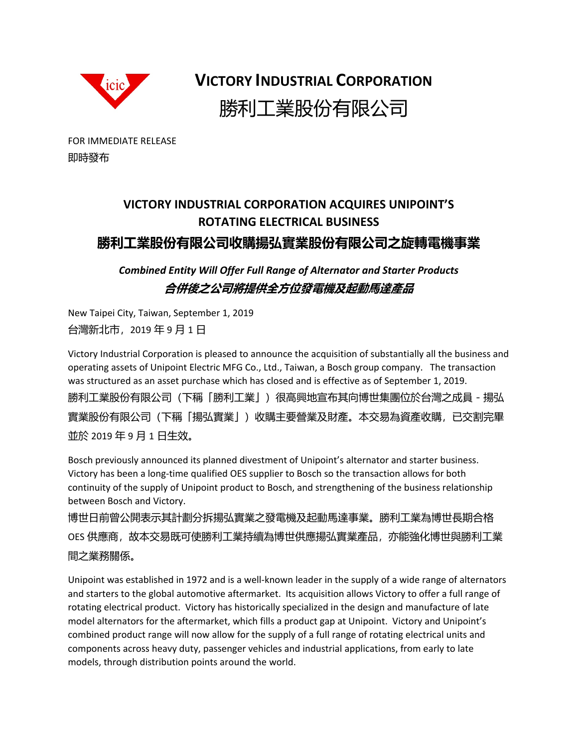**VICTORY INDUSTRIAL CORPORATION**

**勝利工業股份有限公司**

FOR IMMEDIATE RELEASE
即時發布

# VICTORY INDUSTRIAL CORPORATION ACQUIRES UNIPOINT'S ROTATING ELECTRICAL BUSINESS

# 勝利工業股份有限公司收購揚弘實業股份有限公司之旋轉電機事業

***Combined Entity Will Offer Full Range of Alternator and Starter Products***

***合併後之公司將提供全方位發電機及起動馬達產品***

New Taipei City, Taiwan, September 1, 2019
台灣新北市，2019 年 9 月 1 日

Victory Industrial Corporation is pleased to announce the acquisition of substantially all the business and operating assets of Unipoint Electric MFG Co., Ltd., Taiwan, a Bosch group company. The transaction was structured as an asset purchase which has closed and is effective as of September 1, 2019.
勝利工業股份有限公司（下稱「勝利工業」）很高興地宣布其向博世集團位於台灣之成員 - 揚弘實業股份有限公司（下稱「揚弘實業」）收購主要營業及財產。本交易為資產收購，已交割完畢並於 2019 年 9 月 1 日生效。

Bosch previously announced its planned divestment of Unipoint's alternator and starter business. Victory has been a long-time qualified OES supplier to Bosch so the transaction allows for both continuity of the supply of Unipoint product to Bosch, and strengthening of the business relationship between Bosch and Victory.
博世日前曾公開表示其計劃分拆揚弘實業之發電機及起動馬達事業。勝利工業為博世長期合格 OES 供應商，故本交易既可使勝利工業持續為博世供應揚弘實業產品，亦能強化博世與勝利工業間之業務關係。

Unipoint was established in 1972 and is a well-known leader in the supply of a wide range of alternators and starters to the global automotive aftermarket. Its acquisition allows Victory to offer a full range of rotating electrical product. Victory has historically specialized in the design and manufacture of late model alternators for the aftermarket, which fills a product gap at Unipoint. Victory and Unipoint's combined product range will now allow for the supply of a full range of rotating electrical units and components across heavy duty, passenger vehicles and industrial applications, from early to late models, through distribution points around the world.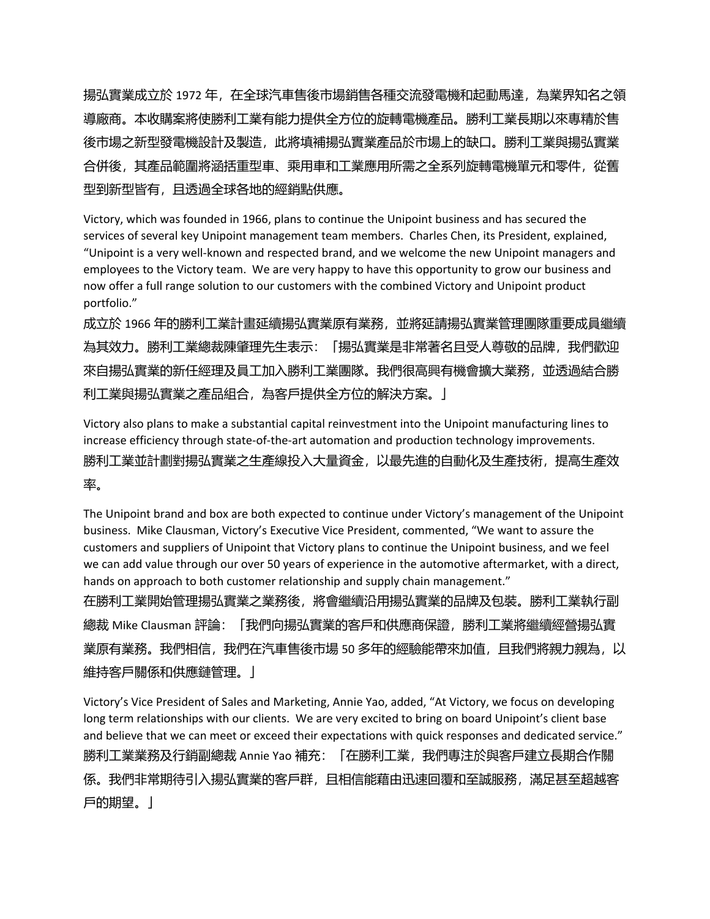揚弘實業成立於 1972 年，在全球汽車售後市場銷售各種交流發電機和起動馬達，為業界知名之領導廠商。本收購案將使勝利工業有能力提供全方位的旋轉電機產品。勝利工業長期以來專精於售後市場之新型發電機設計及製造，此將填補揚弘實業產品於市場上的缺口。勝利工業與揚弘實業合併後，其產品範圍將涵括重型車、乘用車和工業應用所需之全系列旋轉電機單元和零件，從舊型到新型皆有，且透過全球各地的經銷點供應。

Victory, which was founded in 1966, plans to continue the Unipoint business and has secured the services of several key Unipoint management team members. Charles Chen, its President, explained, "Unipoint is a very well-known and respected brand, and we welcome the new Unipoint managers and employees to the Victory team. We are very happy to have this opportunity to grow our business and now offer a full range solution to our customers with the combined Victory and Unipoint product portfolio."

成立於 1966 年的勝利工業計畫延續揚弘實業原有業務，並將延請揚弘實業管理團隊重要成員繼續為其效力。勝利工業總裁陳肇理先生表示：「揚弘實業是非常著名且受人尊敬的品牌，我們歡迎來自揚弘實業的新任經理及員工加入勝利工業團隊。我們很高興有機會擴大業務，並透過結合勝利工業與揚弘實業之產品組合，為客戶提供全方位的解決方案。」

Victory also plans to make a substantial capital reinvestment into the Unipoint manufacturing lines to increase efficiency through state-of-the-art automation and production technology improvements.

勝利工業並計劃對揚弘實業之生產線投入大量資金，以最先進的自動化及生產技術，提高生產效率。

The Unipoint brand and box are both expected to continue under Victory's management of the Unipoint business. Mike Clausman, Victory's Executive Vice President, commented, "We want to assure the customers and suppliers of Unipoint that Victory plans to continue the Unipoint business, and we feel we can add value through our over 50 years of experience in the automotive aftermarket, with a direct, hands on approach to both customer relationship and supply chain management."

在勝利工業開始管理揚弘實業之業務後，將會繼續沿用揚弘實業的品牌及包裝。勝利工業執行副總裁 Mike Clausman 評論：「我們向揚弘實業的客戶和供應商保證，勝利工業將繼續經營揚弘實業原有業務。我們相信，我們在汽車售後市場 50 多年的經驗能帶來加值，且我們將親力親為，以維持客戶關係和供應鏈管理。」

Victory's Vice President of Sales and Marketing, Annie Yao, added, "At Victory, we focus on developing long term relationships with our clients. We are very excited to bring on board Unipoint's client base and believe that we can meet or exceed their expectations with quick responses and dedicated service."

勝利工業業務及行銷副總裁 Annie Yao 補充：「在勝利工業，我們專注於與客戶建立長期合作關係。我們非常期待引入揚弘實業的客戶群，且相信能藉由迅速回覆和至誠服務，滿足甚至超越客戶的期望。」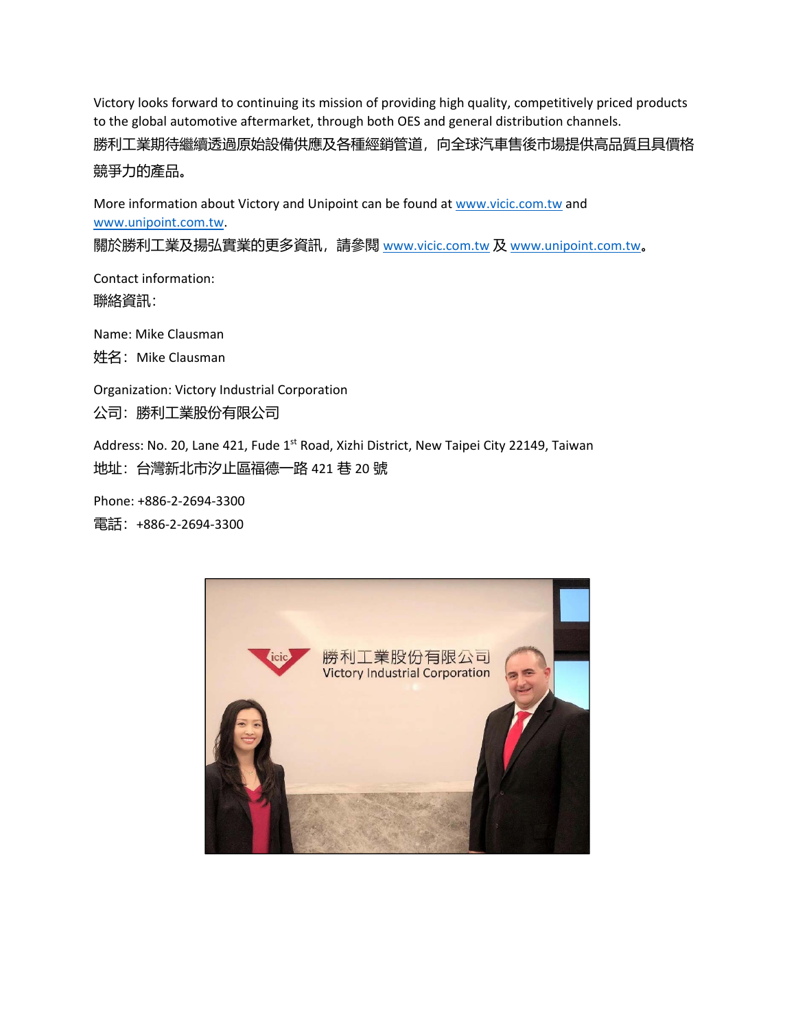Victory looks forward to continuing its mission of providing high quality, competitively priced products to the global automotive aftermarket, through both OES and general distribution channels.

勝利工業期待繼續透過原始設備供應及各種經銷管道，向全球汽車售後市場提供高品質且具價格競爭力的產品。

More information about Victory and Unipoint can be found at www.vicic.com.tw and www.unipoint.com.tw.

關於勝利工業及揚弘實業的更多資訊，請參閱 www.vicic.com.tw 及 www.unipoint.com.tw。

Contact information:

聯絡資訊:

Name: Mike Clausman

姓名：Mike Clausman

Organization: Victory Industrial Corporation

公司：勝利工業股份有限公司

Address: No. 20, Lane 421, Fude 1st Road, Xizhi District, New Taipei City 22149, Taiwan

地址：台灣新北市汐止區福德一路 421 巷 20 號

Phone: +886-2-2694-3300

電話：+886-2-2694-3300